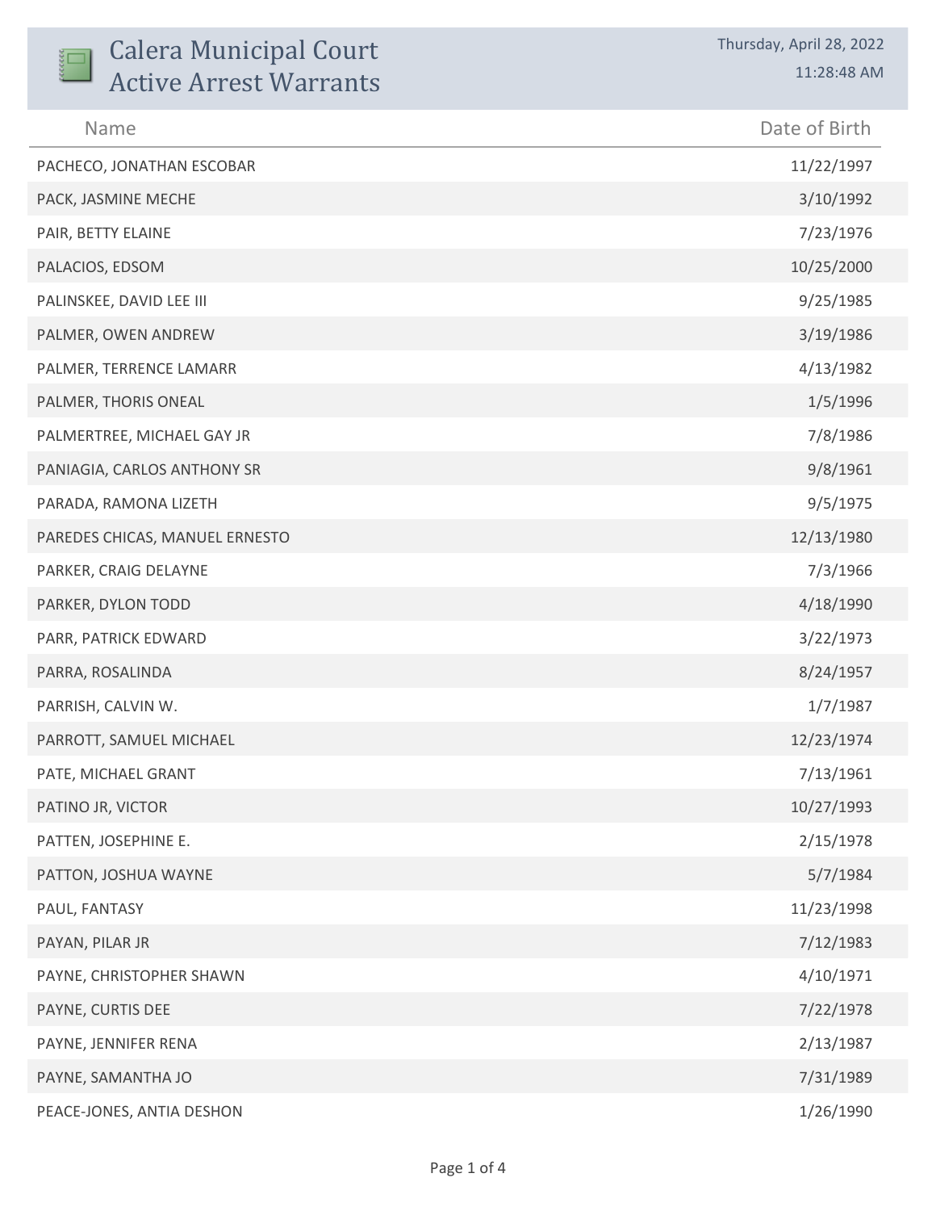# Calera Municipal Court
# Active Arrest Warrants

Thursday, April 28, 2022
11:28:48 AM

| Name | Date of Birth |
|---|---|
| PACHECO, JONATHAN ESCOBAR | 11/22/1997 |
| PACK, JASMINE MECHE | 3/10/1992 |
| PAIR, BETTY ELAINE | 7/23/1976 |
| PALACIOS, EDSOM | 10/25/2000 |
| PALINSKEE, DAVID LEE III | 9/25/1985 |
| PALMER, OWEN ANDREW | 3/19/1986 |
| PALMER, TERRENCE LAMARR | 4/13/1982 |
| PALMER, THORIS ONEAL | 1/5/1996 |
| PALMERTREE, MICHAEL GAY JR | 7/8/1986 |
| PANIAGIA, CARLOS ANTHONY SR | 9/8/1961 |
| PARADA, RAMONA LIZETH | 9/5/1975 |
| PAREDES CHICAS, MANUEL ERNESTO | 12/13/1980 |
| PARKER, CRAIG DELAYNE | 7/3/1966 |
| PARKER, DYLON TODD | 4/18/1990 |
| PARR, PATRICK EDWARD | 3/22/1973 |
| PARRA, ROSALINDA | 8/24/1957 |
| PARRISH, CALVIN W. | 1/7/1987 |
| PARROTT, SAMUEL MICHAEL | 12/23/1974 |
| PATE, MICHAEL GRANT | 7/13/1961 |
| PATINO JR, VICTOR | 10/27/1993 |
| PATTEN, JOSEPHINE E. | 2/15/1978 |
| PATTON, JOSHUA WAYNE | 5/7/1984 |
| PAUL, FANTASY | 11/23/1998 |
| PAYAN, PILAR JR | 7/12/1983 |
| PAYNE, CHRISTOPHER SHAWN | 4/10/1971 |
| PAYNE, CURTIS DEE | 7/22/1978 |
| PAYNE, JENNIFER RENA | 2/13/1987 |
| PAYNE, SAMANTHA JO | 7/31/1989 |
| PEACE-JONES, ANTIA DESHON | 1/26/1990 |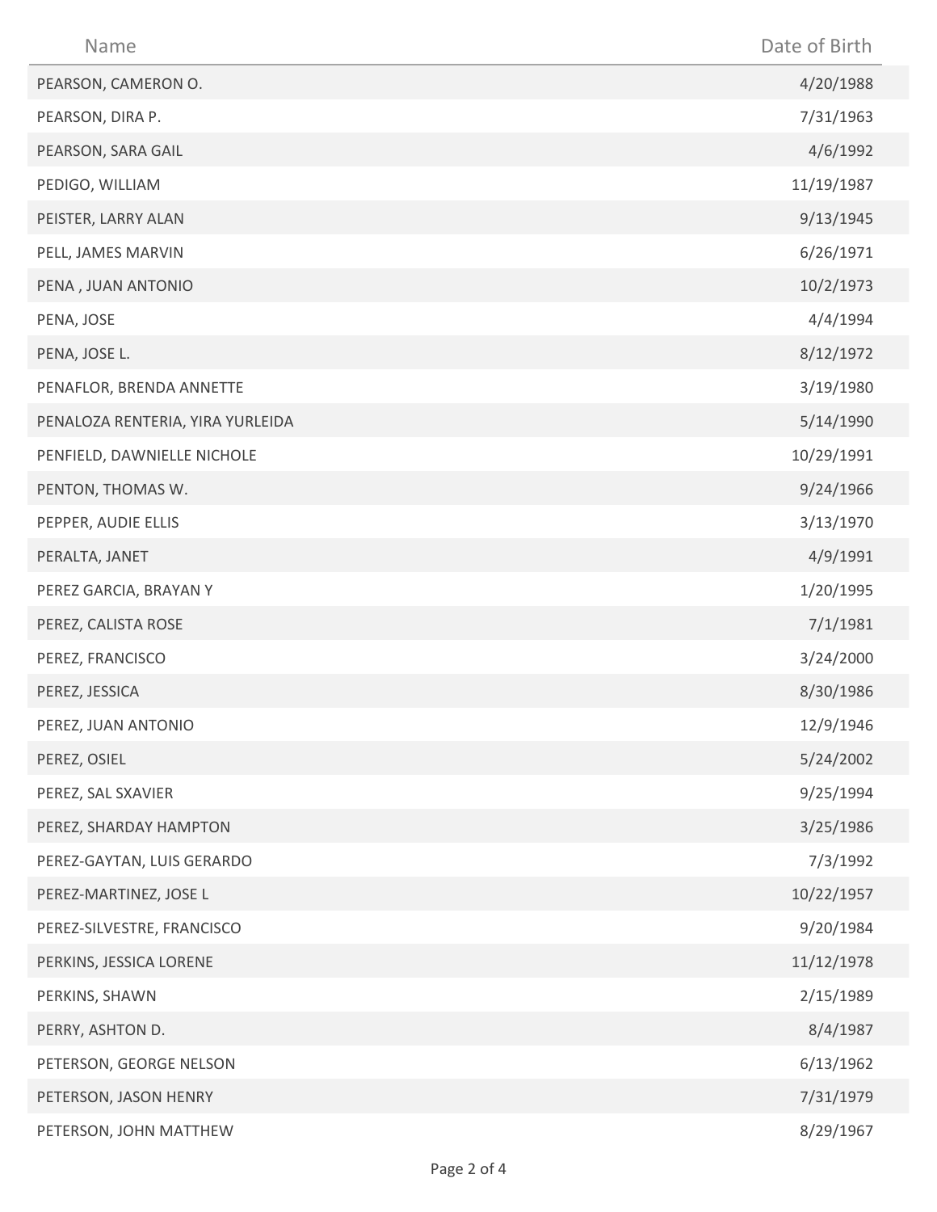| Name | Date of Birth |
|---|---|
| PEARSON, CAMERON O. | 4/20/1988 |
| PEARSON, DIRA P. | 7/31/1963 |
| PEARSON, SARA GAIL | 4/6/1992 |
| PEDIGO, WILLIAM | 11/19/1987 |
| PEISTER, LARRY ALAN | 9/13/1945 |
| PELL, JAMES MARVIN | 6/26/1971 |
| PENA , JUAN ANTONIO | 10/2/1973 |
| PENA, JOSE | 4/4/1994 |
| PENA, JOSE L. | 8/12/1972 |
| PENAFLOR, BRENDA ANNETTE | 3/19/1980 |
| PENALOZA RENTERIA, YIRA YURLEIDA | 5/14/1990 |
| PENFIELD, DAWNIELLE NICHOLE | 10/29/1991 |
| PENTON, THOMAS W. | 9/24/1966 |
| PEPPER, AUDIE ELLIS | 3/13/1970 |
| PERALTA, JANET | 4/9/1991 |
| PEREZ GARCIA, BRAYAN Y | 1/20/1995 |
| PEREZ, CALISTA ROSE | 7/1/1981 |
| PEREZ, FRANCISCO | 3/24/2000 |
| PEREZ, JESSICA | 8/30/1986 |
| PEREZ, JUAN ANTONIO | 12/9/1946 |
| PEREZ, OSIEL | 5/24/2002 |
| PEREZ, SAL SXAVIER | 9/25/1994 |
| PEREZ, SHARDAY HAMPTON | 3/25/1986 |
| PEREZ-GAYTAN, LUIS GERARDO | 7/3/1992 |
| PEREZ-MARTINEZ, JOSE L | 10/22/1957 |
| PEREZ-SILVESTRE, FRANCISCO | 9/20/1984 |
| PERKINS, JESSICA LORENE | 11/12/1978 |
| PERKINS, SHAWN | 2/15/1989 |
| PERRY, ASHTON D. | 8/4/1987 |
| PETERSON, GEORGE NELSON | 6/13/1962 |
| PETERSON, JASON HENRY | 7/31/1979 |
| PETERSON, JOHN MATTHEW | 8/29/1967 |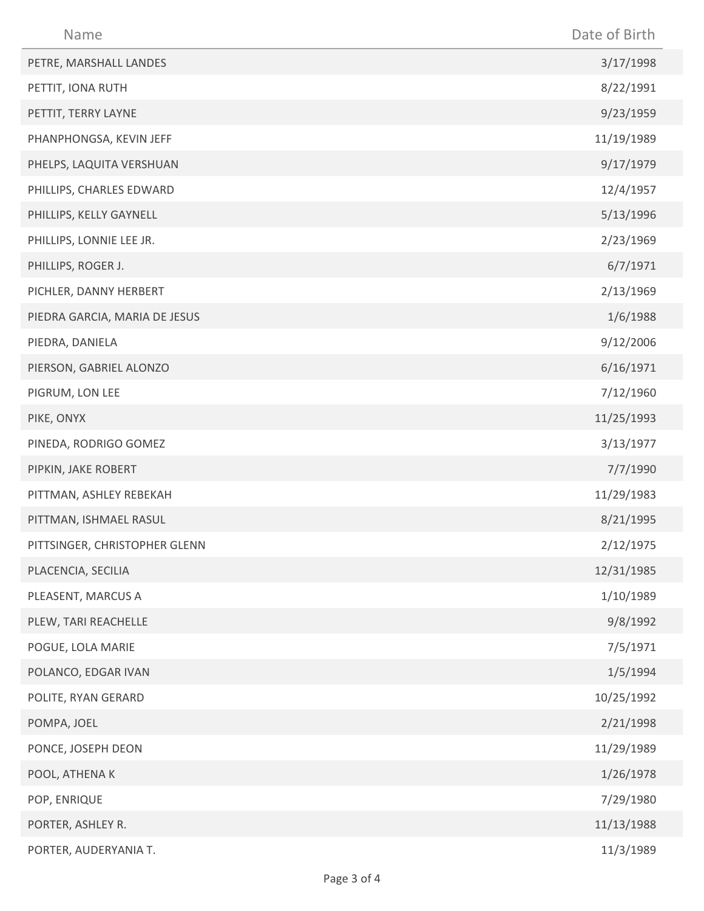| Name | Date of Birth |
| --- | --- |
| PETRE, MARSHALL LANDES | 3/17/1998 |
| PETTIT, IONA RUTH | 8/22/1991 |
| PETTIT, TERRY LAYNE | 9/23/1959 |
| PHANPHONGSA, KEVIN JEFF | 11/19/1989 |
| PHELPS, LAQUITA VERSHUAN | 9/17/1979 |
| PHILLIPS, CHARLES EDWARD | 12/4/1957 |
| PHILLIPS, KELLY GAYNELL | 5/13/1996 |
| PHILLIPS, LONNIE LEE JR. | 2/23/1969 |
| PHILLIPS, ROGER J. | 6/7/1971 |
| PICHLER, DANNY HERBERT | 2/13/1969 |
| PIEDRA GARCIA, MARIA DE JESUS | 1/6/1988 |
| PIEDRA, DANIELA | 9/12/2006 |
| PIERSON, GABRIEL ALONZO | 6/16/1971 |
| PIGRUM, LON LEE | 7/12/1960 |
| PIKE, ONYX | 11/25/1993 |
| PINEDA, RODRIGO GOMEZ | 3/13/1977 |
| PIPKIN, JAKE ROBERT | 7/7/1990 |
| PITTMAN, ASHLEY REBEKAH | 11/29/1983 |
| PITTMAN, ISHMAEL RASUL | 8/21/1995 |
| PITTSINGER, CHRISTOPHER GLENN | 2/12/1975 |
| PLACENCIA, SECILIA | 12/31/1985 |
| PLEASENT, MARCUS A | 1/10/1989 |
| PLEW, TARI REACHELLE | 9/8/1992 |
| POGUE, LOLA MARIE | 7/5/1971 |
| POLANCO, EDGAR IVAN | 1/5/1994 |
| POLITE, RYAN GERARD | 10/25/1992 |
| POMPA, JOEL | 2/21/1998 |
| PONCE, JOSEPH DEON | 11/29/1989 |
| POOL, ATHENA K | 1/26/1978 |
| POP, ENRIQUE | 7/29/1980 |
| PORTER, ASHLEY R. | 11/13/1988 |
| PORTER, AUDERYANIA T. | 11/3/1989 |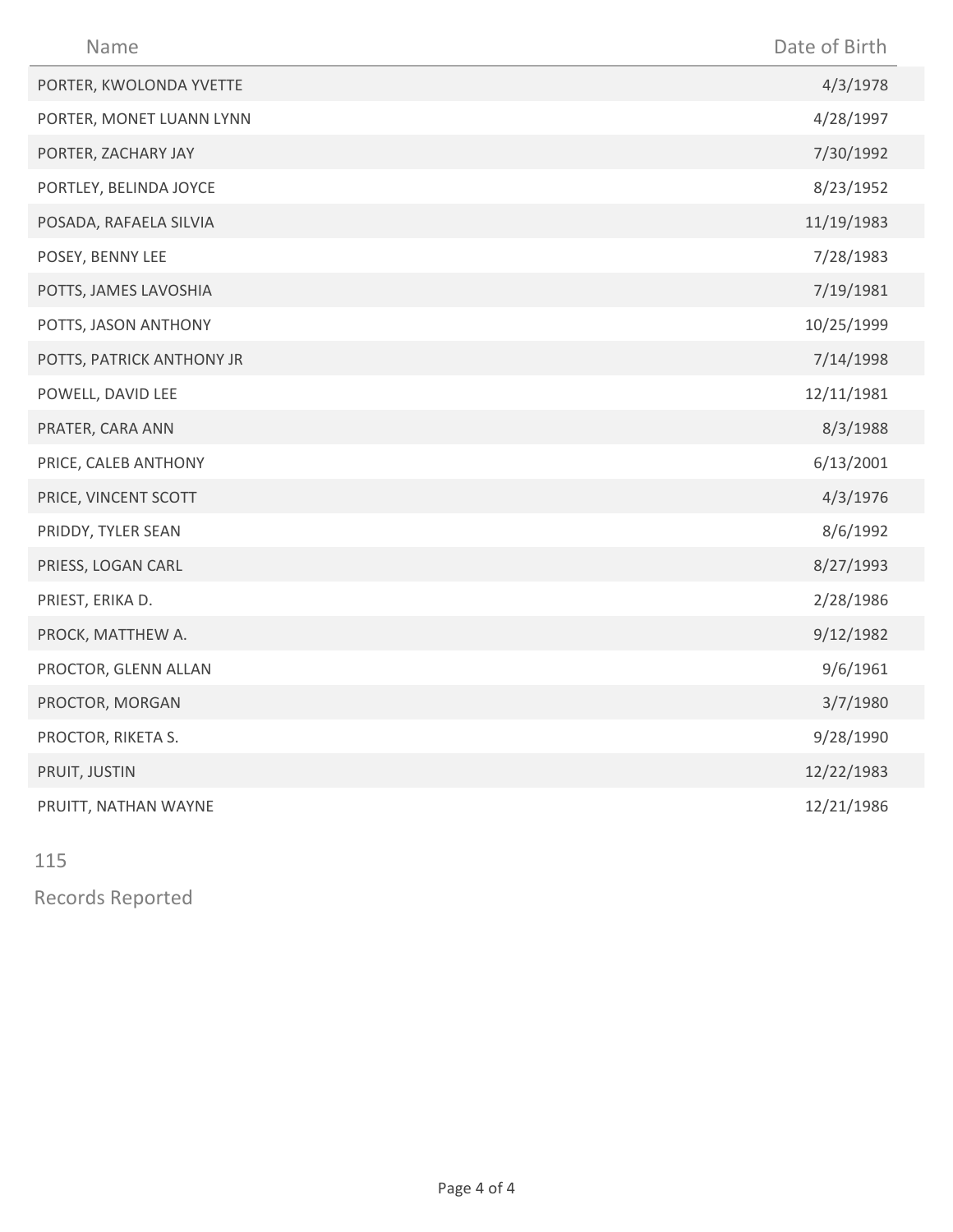| Name | Date of Birth |
| --- | --- |
| PORTER, KWOLONDA YVETTE | 4/3/1978 |
| PORTER, MONET LUANN LYNN | 4/28/1997 |
| PORTER, ZACHARY JAY | 7/30/1992 |
| PORTLEY, BELINDA JOYCE | 8/23/1952 |
| POSADA, RAFAELA SILVIA | 11/19/1983 |
| POSEY, BENNY LEE | 7/28/1983 |
| POTTS, JAMES LAVOSHIA | 7/19/1981 |
| POTTS, JASON ANTHONY | 10/25/1999 |
| POTTS, PATRICK ANTHONY JR | 7/14/1998 |
| POWELL, DAVID LEE | 12/11/1981 |
| PRATER, CARA ANN | 8/3/1988 |
| PRICE, CALEB ANTHONY | 6/13/2001 |
| PRICE, VINCENT SCOTT | 4/3/1976 |
| PRIDDY, TYLER SEAN | 8/6/1992 |
| PRIESS, LOGAN CARL | 8/27/1993 |
| PRIEST, ERIKA D. | 2/28/1986 |
| PROCK, MATTHEW A. | 9/12/1982 |
| PROCTOR, GLENN ALLAN | 9/6/1961 |
| PROCTOR, MORGAN | 3/7/1980 |
| PROCTOR, RIKETA S. | 9/28/1990 |
| PRUIT, JUSTIN | 12/22/1983 |
| PRUITT, NATHAN WAYNE | 12/21/1986 |

115

Records Reported